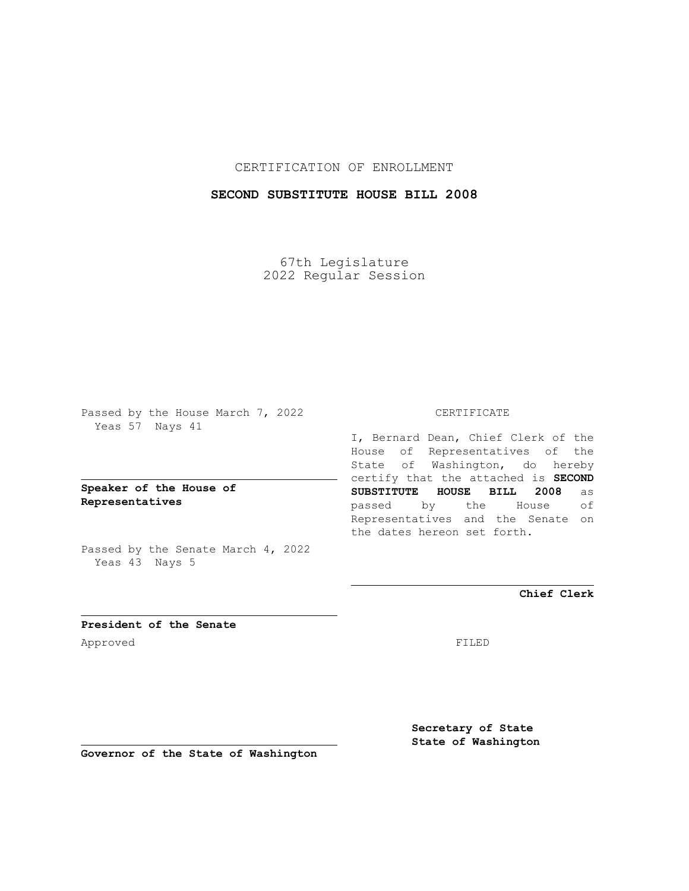CERTIFICATION OF ENROLLMENT

**SECOND SUBSTITUTE HOUSE BILL 2008**

67th Legislature
2022 Regular Session

Passed by the House March 7, 2022
Yeas 57 Nays 41

**Speaker of the House of Representatives**

Passed by the Senate March 4, 2022
Yeas 43 Nays 5

**President of the Senate**

Approved

**Governor of the State of Washington**

CERTIFICATE

I, Bernard Dean, Chief Clerk of the House of Representatives of the State of Washington, do hereby certify that the attached is **SECOND SUBSTITUTE HOUSE BILL 2008** as passed by the House of Representatives and the Senate on the dates hereon set forth.

**Chief Clerk**

FILED

**Secretary of State**
**State of Washington**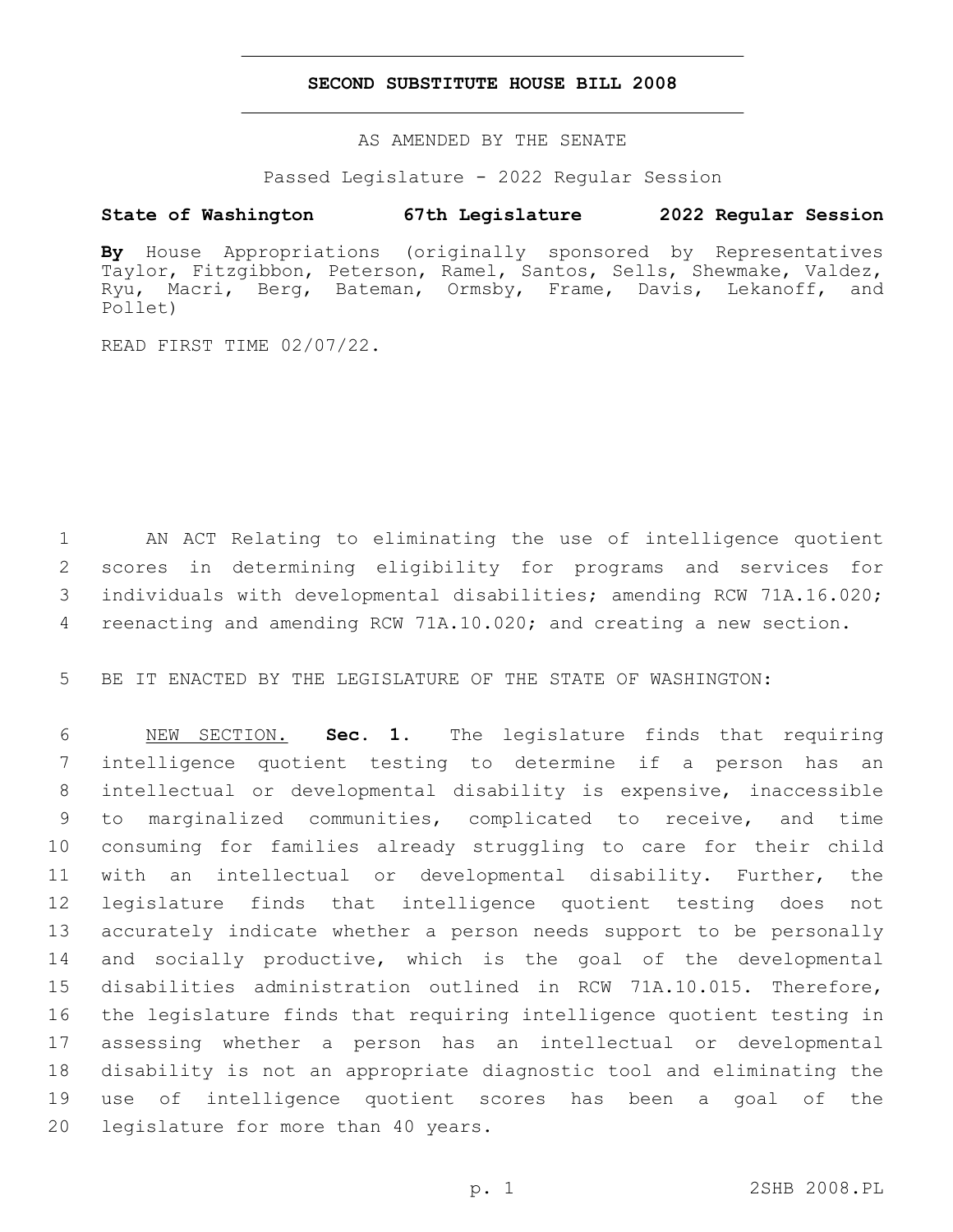# SECOND SUBSTITUTE HOUSE BILL 2008

AS AMENDED BY THE SENATE

Passed Legislature - 2022 Regular Session

**State of Washington 67th Legislature 2022 Regular Session**

**By** House Appropriations (originally sponsored by Representatives Taylor, Fitzgibbon, Peterson, Ramel, Santos, Sells, Shewmake, Valdez, Ryu, Macri, Berg, Bateman, Ormsby, Frame, Davis, Lekanoff, and Pollet)

READ FIRST TIME 02/07/22.

AN ACT Relating to eliminating the use of intelligence quotient scores in determining eligibility for programs and services for individuals with developmental disabilities; amending RCW 71A.16.020; reenacting and amending RCW 71A.10.020; and creating a new section.

BE IT ENACTED BY THE LEGISLATURE OF THE STATE OF WASHINGTON:

NEW SECTION. **Sec. 1.** The legislature finds that requiring intelligence quotient testing to determine if a person has an intellectual or developmental disability is expensive, inaccessible to marginalized communities, complicated to receive, and time consuming for families already struggling to care for their child with an intellectual or developmental disability. Further, the legislature finds that intelligence quotient testing does not accurately indicate whether a person needs support to be personally and socially productive, which is the goal of the developmental disabilities administration outlined in RCW 71A.10.015. Therefore, the legislature finds that requiring intelligence quotient testing in assessing whether a person has an intellectual or developmental disability is not an appropriate diagnostic tool and eliminating the use of intelligence quotient scores has been a goal of the legislature for more than 40 years.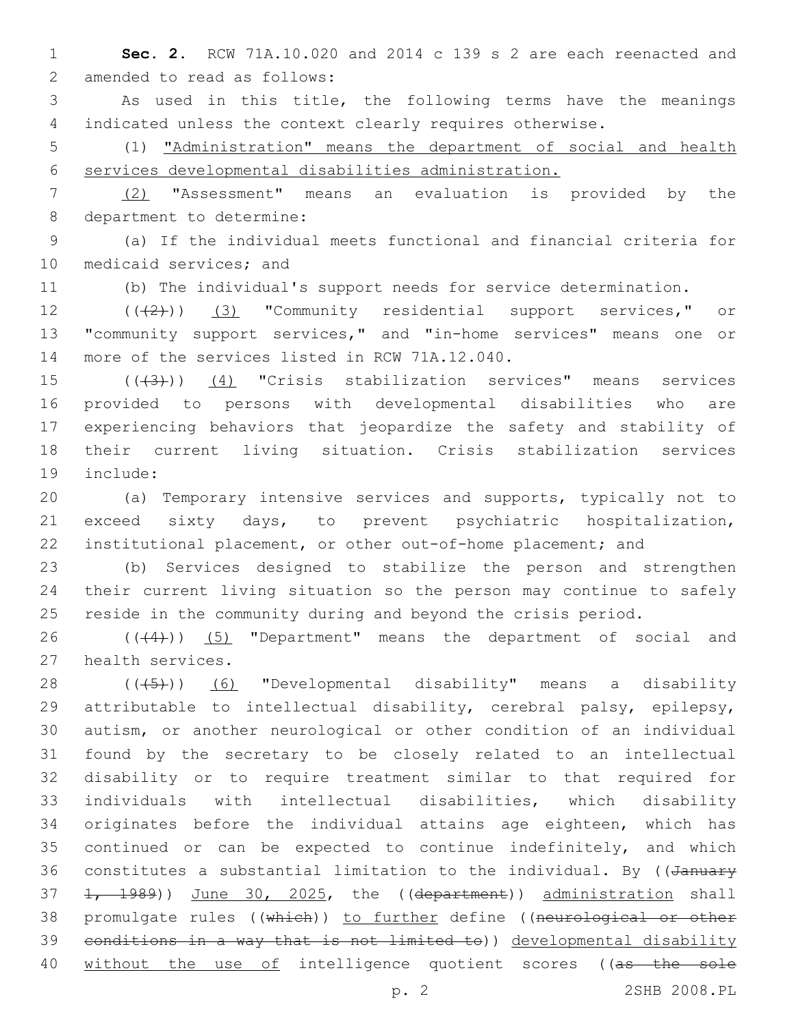**Sec. 2.** RCW 71A.10.020 and 2014 c 139 s 2 are each reenacted and amended to read as follows:

As used in this title, the following terms have the meanings indicated unless the context clearly requires otherwise.

(1) "Administration" means the department of social and health services developmental disabilities administration.

(2) "Assessment" means an evaluation is provided by the department to determine:

(a) If the individual meets functional and financial criteria for medicaid services; and

(b) The individual's support needs for service determination.

((~~(2)~~)) (3) "Community residential support services," or "community support services," and "in-home services" means one or more of the services listed in RCW 71A.12.040.

((~~(3)~~)) (4) "Crisis stabilization services" means services provided to persons with developmental disabilities who are experiencing behaviors that jeopardize the safety and stability of their current living situation. Crisis stabilization services include:

(a) Temporary intensive services and supports, typically not to exceed sixty days, to prevent psychiatric hospitalization, institutional placement, or other out-of-home placement; and

(b) Services designed to stabilize the person and strengthen their current living situation so the person may continue to safely reside in the community during and beyond the crisis period.

((~~(4)~~)) (5) "Department" means the department of social and health services.

((~~(5)~~)) (6) "Developmental disability" means a disability attributable to intellectual disability, cerebral palsy, epilepsy, autism, or another neurological or other condition of an individual found by the secretary to be closely related to an intellectual disability or to require treatment similar to that required for individuals with intellectual disabilities, which disability originates before the individual attains age eighteen, which has continued or can be expected to continue indefinitely, and which constitutes a substantial limitation to the individual. By ((~~January 1, 1989~~)) June 30, 2025, the ((~~department~~)) administration shall promulgate rules ((~~which~~)) to further define ((~~neurological or other conditions in a way that is not limited to~~)) developmental disability without the use of intelligence quotient scores ((~~as the sole~~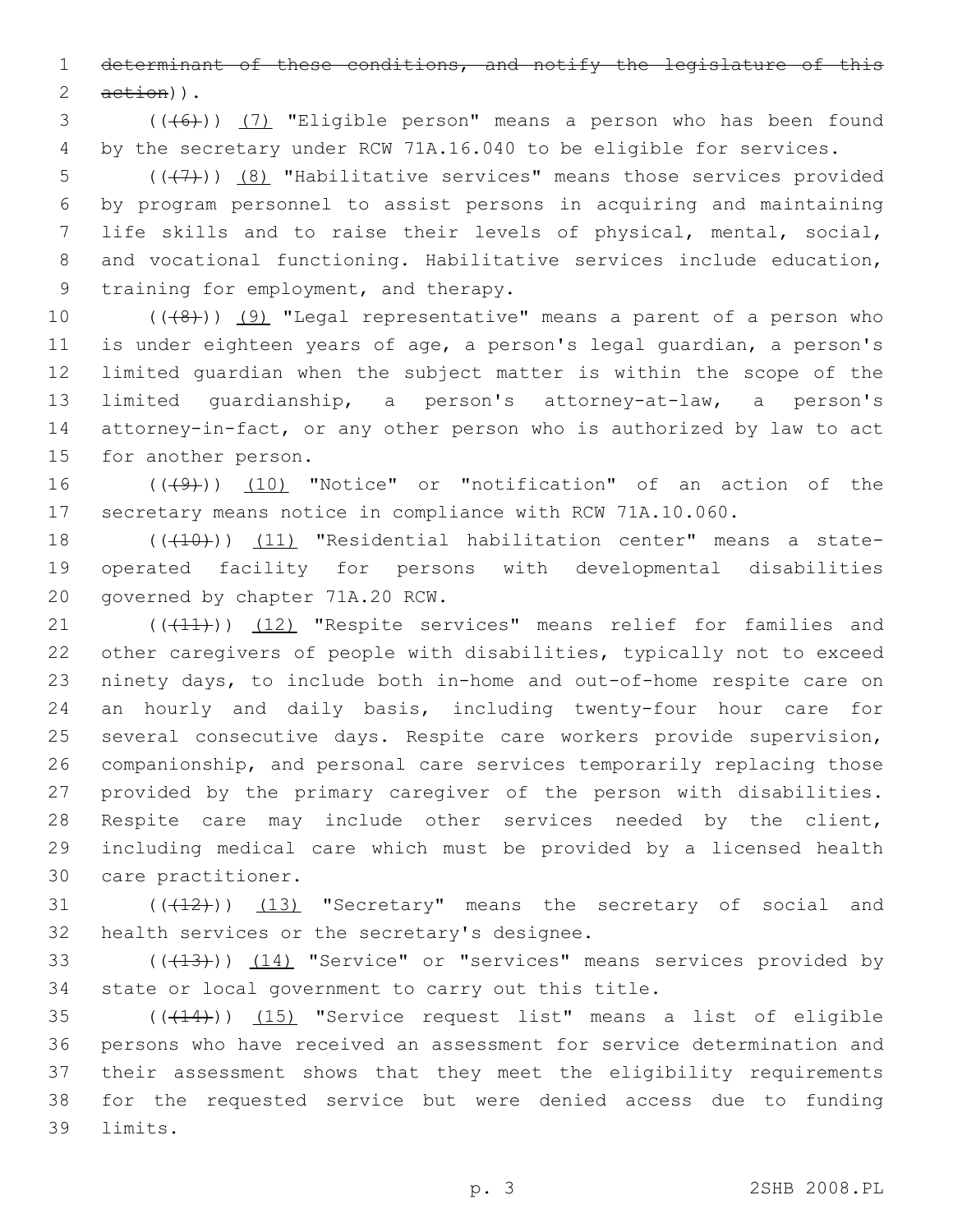~~determinant of these conditions, and notify the legislature of this action~~)).

((~~(6)~~)) <u>(7)</u> "Eligible person" means a person who has been found by the secretary under RCW 71A.16.040 to be eligible for services.

((~~(7)~~)) <u>(8)</u> "Habilitative services" means those services provided by program personnel to assist persons in acquiring and maintaining life skills and to raise their levels of physical, mental, social, and vocational functioning. Habilitative services include education, training for employment, and therapy.

((~~(8)~~)) <u>(9)</u> "Legal representative" means a parent of a person who is under eighteen years of age, a person's legal guardian, a person's limited guardian when the subject matter is within the scope of the limited guardianship, a person's attorney-at-law, a person's attorney-in-fact, or any other person who is authorized by law to act for another person.

((~~(9)~~)) <u>(10)</u> "Notice" or "notification" of an action of the secretary means notice in compliance with RCW 71A.10.060.

((~~(10)~~)) <u>(11)</u> "Residential habilitation center" means a state-operated facility for persons with developmental disabilities governed by chapter 71A.20 RCW.

((~~(11)~~)) <u>(12)</u> "Respite services" means relief for families and other caregivers of people with disabilities, typically not to exceed ninety days, to include both in-home and out-of-home respite care on an hourly and daily basis, including twenty-four hour care for several consecutive days. Respite care workers provide supervision, companionship, and personal care services temporarily replacing those provided by the primary caregiver of the person with disabilities. Respite care may include other services needed by the client, including medical care which must be provided by a licensed health care practitioner.

((~~(12)~~)) <u>(13)</u> "Secretary" means the secretary of social and health services or the secretary's designee.

((~~(13)~~)) <u>(14)</u> "Service" or "services" means services provided by state or local government to carry out this title.

((~~(14)~~)) <u>(15)</u> "Service request list" means a list of eligible persons who have received an assessment for service determination and their assessment shows that they meet the eligibility requirements for the requested service but were denied access due to funding limits.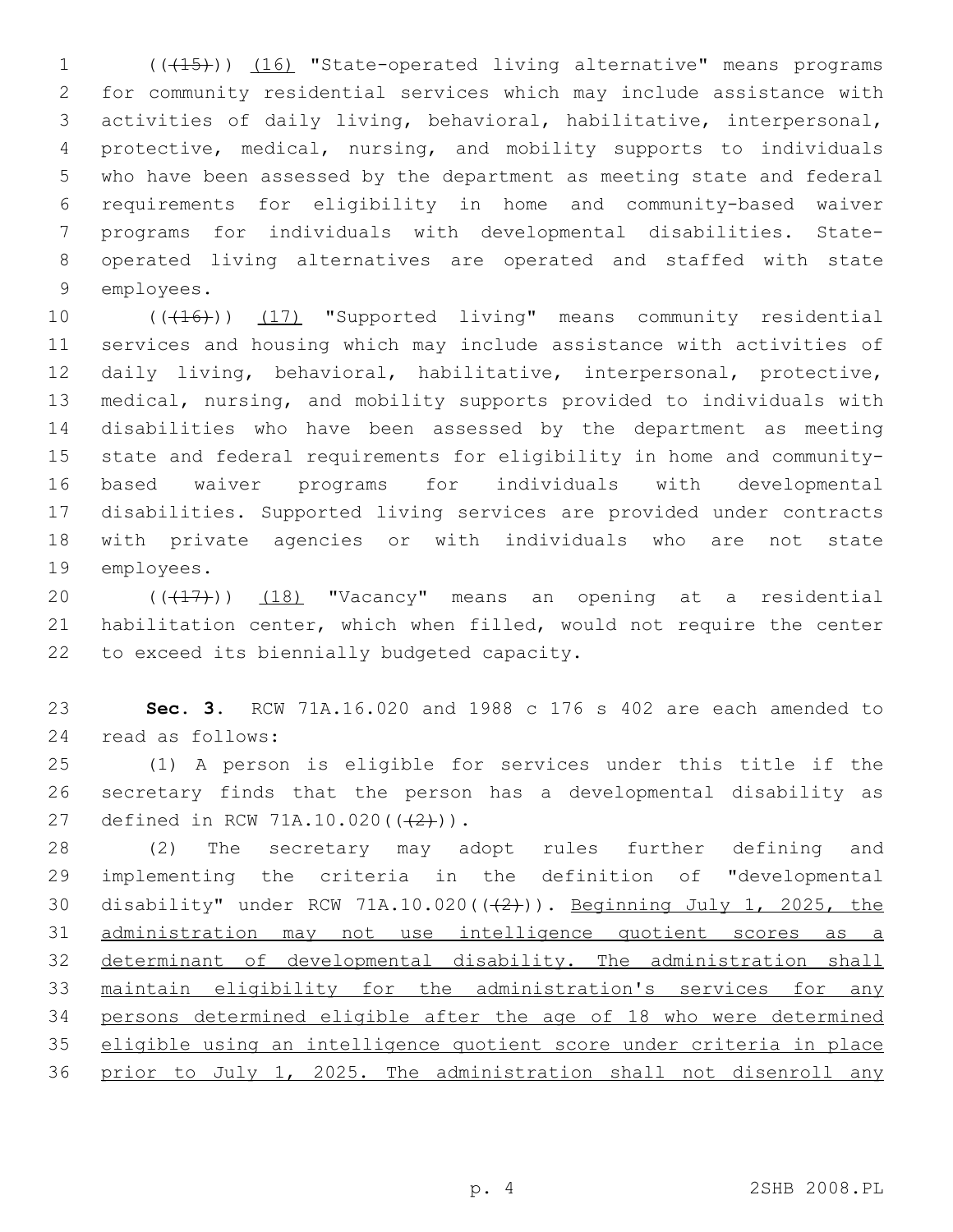(((15))) (16) "State-operated living alternative" means programs for community residential services which may include assistance with activities of daily living, behavioral, habilitative, interpersonal, protective, medical, nursing, and mobility supports to individuals who have been assessed by the department as meeting state and federal requirements for eligibility in home and community-based waiver programs for individuals with developmental disabilities. State-operated living alternatives are operated and staffed with state employees.

(((16))) (17) "Supported living" means community residential services and housing which may include assistance with activities of daily living, behavioral, habilitative, interpersonal, protective, medical, nursing, and mobility supports provided to individuals with disabilities who have been assessed by the department as meeting state and federal requirements for eligibility in home and community-based waiver programs for individuals with developmental disabilities. Supported living services are provided under contracts with private agencies or with individuals who are not state employees.

(((17))) (18) "Vacancy" means an opening at a residential habilitation center, which when filled, would not require the center to exceed its biennially budgeted capacity.

**Sec. 3.** RCW 71A.16.020 and 1988 c 176 s 402 are each amended to read as follows:

(1) A person is eligible for services under this title if the secretary finds that the person has a developmental disability as defined in RCW 71A.10.020(((2))).

(2) The secretary may adopt rules further defining and implementing the criteria in the definition of "developmental disability" under RCW 71A.10.020(((2))). Beginning July 1, 2025, the administration may not use intelligence quotient scores as a determinant of developmental disability. The administration shall maintain eligibility for the administration's services for any persons determined eligible after the age of 18 who were determined eligible using an intelligence quotient score under criteria in place prior to July 1, 2025. The administration shall not disenroll any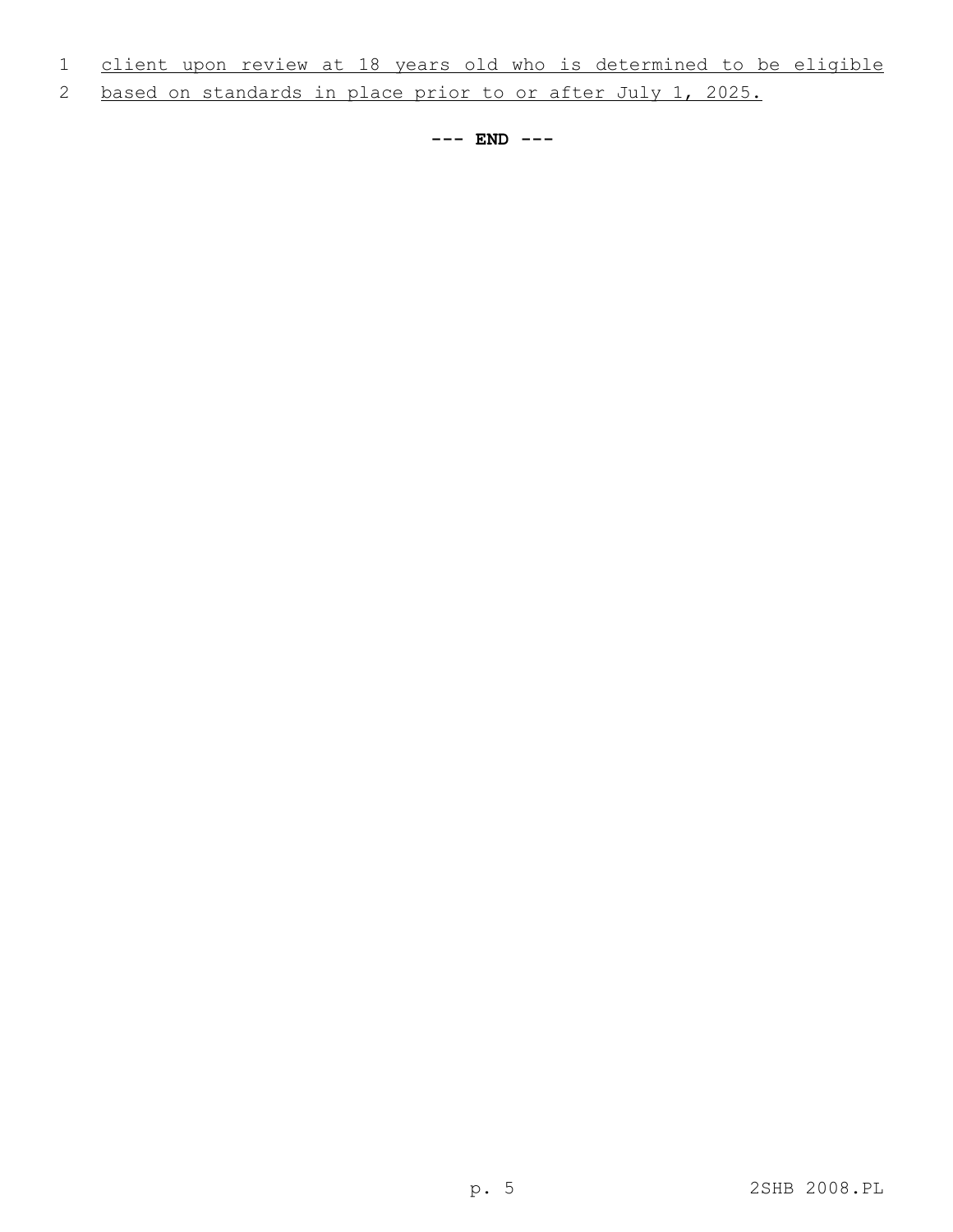client upon review at 18 years old who is determined to be eligible based on standards in place prior to or after July 1, 2025.

**--- END ---**